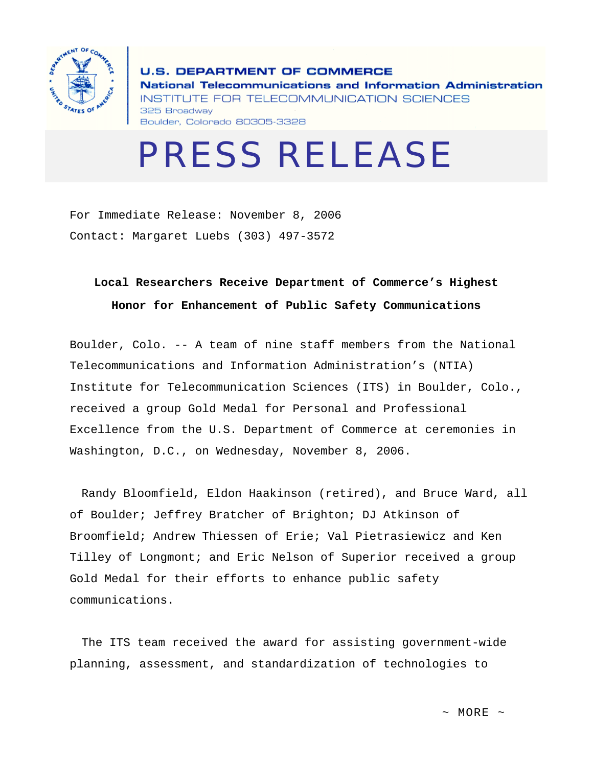**U.S. DEPARTMENT OF COMMERCE**
**National Telecommunications and Information Administration**
INSTITUTE FOR TELECOMMUNICATION SCIENCES
325 Broadway
Boulder, Colorado 80305-3328

# PRESS RELEASE

For Immediate Release: November 8, 2006
Contact: Margaret Luebs (303) 497-3572

## Local Researchers Receive Department of Commerce's Highest Honor for Enhancement of Public Safety Communications

Boulder, Colo. -- A team of nine staff members from the National Telecommunications and Information Administration's (NTIA) Institute for Telecommunication Sciences (ITS) in Boulder, Colo., received a group Gold Medal for Personal and Professional Excellence from the U.S. Department of Commerce at ceremonies in Washington, D.C., on Wednesday, November 8, 2006.

Randy Bloomfield, Eldon Haakinson (retired), and Bruce Ward, all of Boulder; Jeffrey Bratcher of Brighton; DJ Atkinson of Broomfield; Andrew Thiessen of Erie; Val Pietrasiewicz and Ken Tilley of Longmont; and Eric Nelson of Superior received a group Gold Medal for their efforts to enhance public safety communications.

The ITS team received the award for assisting government-wide planning, assessment, and standardization of technologies to

~ MORE ~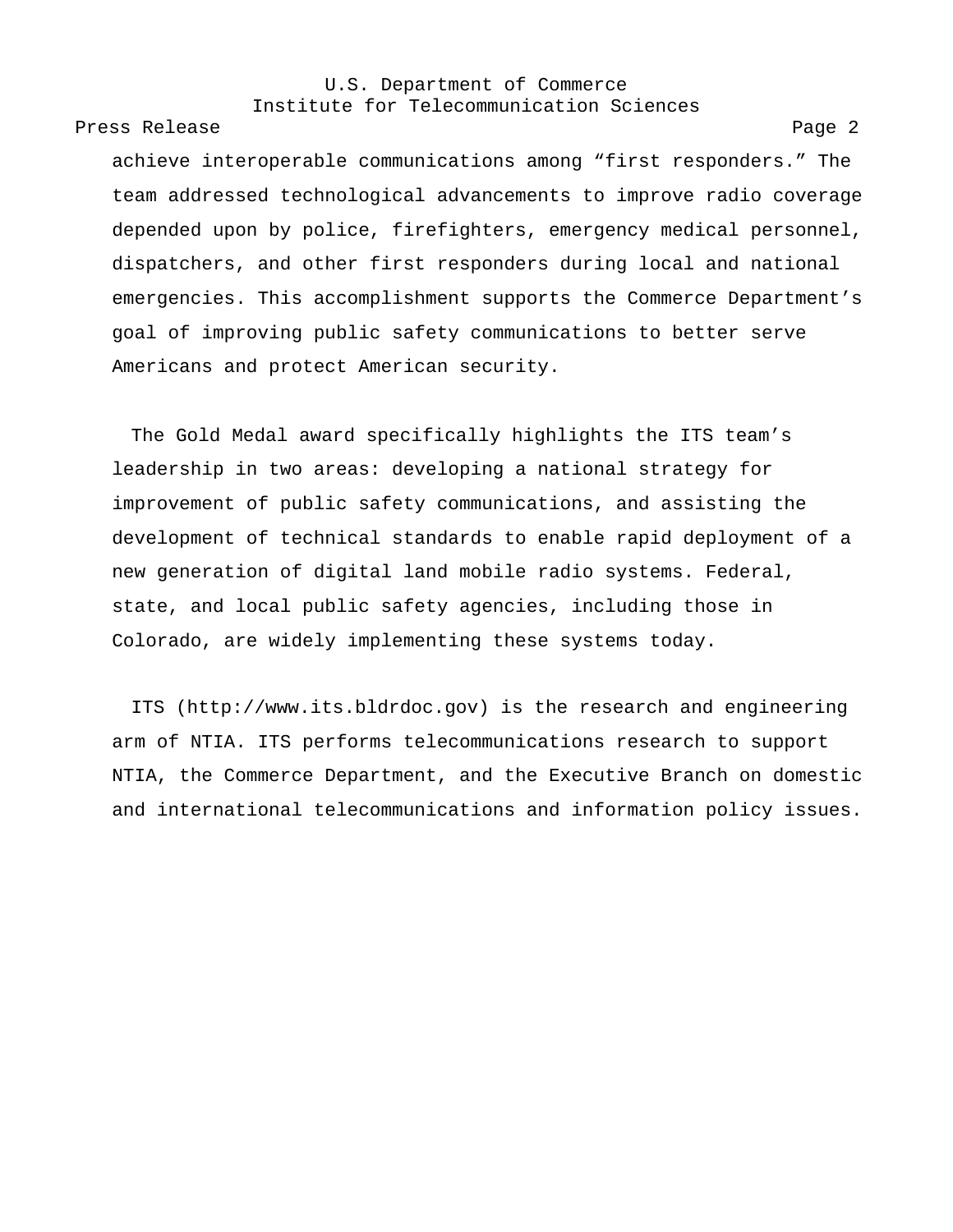achieve interoperable communications among “first responders.” The team addressed technological advancements to improve radio coverage depended upon by police, firefighters, emergency medical personnel, dispatchers, and other first responders during local and national emergencies. This accomplishment supports the Commerce Department’s goal of improving public safety communications to better serve Americans and protect American security.

The Gold Medal award specifically highlights the ITS team’s leadership in two areas: developing a national strategy for improvement of public safety communications, and assisting the development of technical standards to enable rapid deployment of a new generation of digital land mobile radio systems. Federal, state, and local public safety agencies, including those in Colorado, are widely implementing these systems today.

ITS (http://www.its.bldrdoc.gov) is the research and engineering arm of NTIA. ITS performs telecommunications research to support NTIA, the Commerce Department, and the Executive Branch on domestic and international telecommunications and information policy issues.